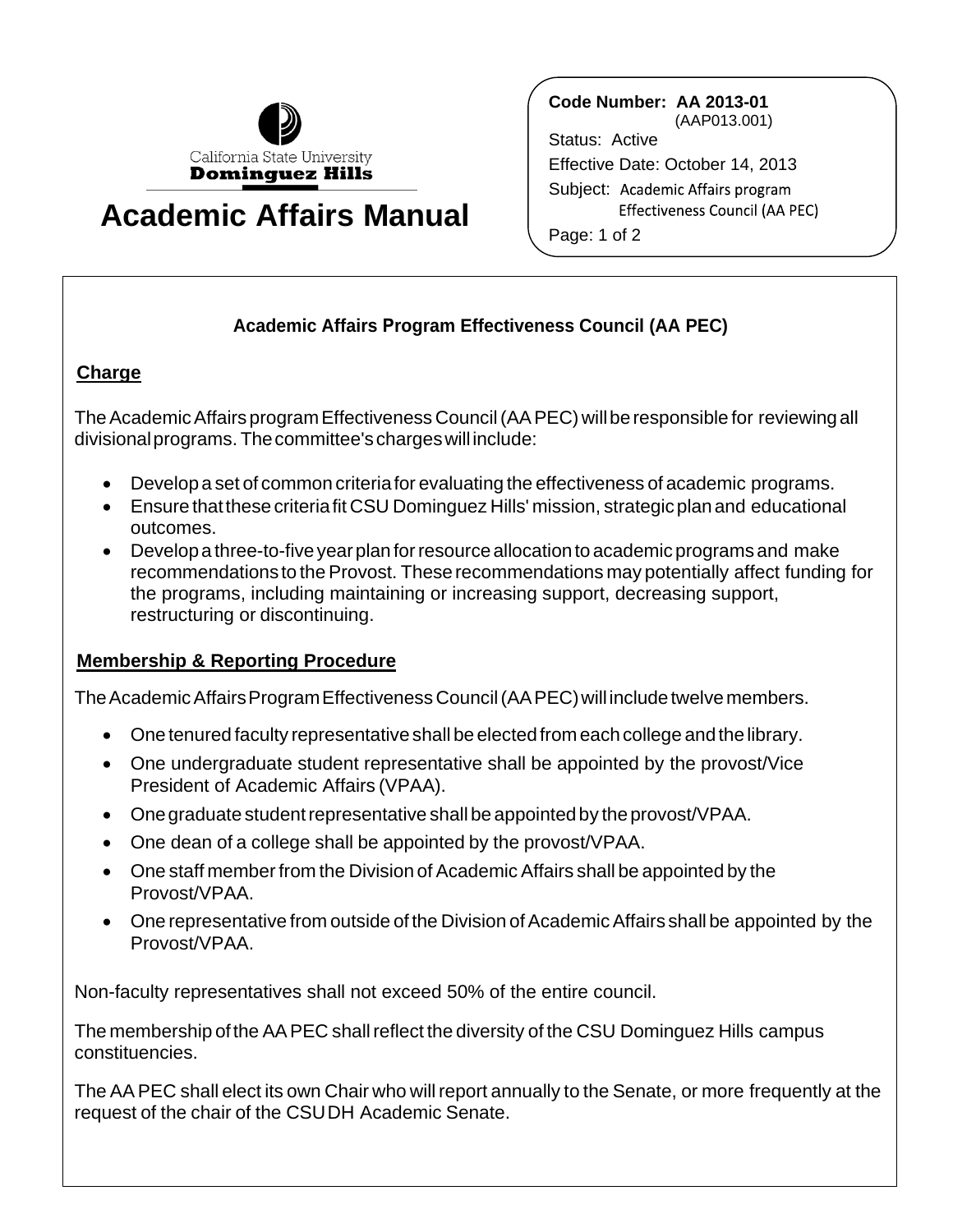California State University
**Dominguez Hills**

# Academic Affairs Manual

**Code Number: AA 2013-01**
(AAP013.001)
Status: Active
Effective Date: October 14, 2013
Subject: Academic Affairs program Effectiveness Council (AA PEC)

## Academic Affairs Program Effectiveness Council (AA PEC)

### Charge

The Academic Affairs program Effectiveness Council (AA PEC) will be responsible for reviewing all divisional programs. The committee's charges will include:

- Develop a set of common criteria for evaluating the effectiveness of academic programs.
- Ensure that these criteria fit CSU Dominguez Hills' mission, strategic plan and educational outcomes.
- Develop a three-to-five year plan for resource allocation to academic programs and make recommendations to the Provost. These recommendations may potentially affect funding for the programs, including maintaining or increasing support, decreasing support, restructuring or discontinuing.

### Membership & Reporting Procedure

The Academic Affairs Program Effectiveness Council (AA PEC) will include twelve members.

- One tenured faculty representative shall be elected from each college and the library.
- One undergraduate student representative shall be appointed by the provost/Vice President of Academic Affairs (VPAA).
- One graduate student representative shall be appointed by the provost/VPAA.
- One dean of a college shall be appointed by the provost/VPAA.
- One staff member from the Division of Academic Affairs shall be appointed by the Provost/VPAA.
- One representative from outside of the Division of Academic Affairs shall be appointed by the Provost/VPAA.

Non-faculty representatives shall not exceed 50% of the entire council.

The membership of the AA PEC shall reflect the diversity of the CSU Dominguez Hills campus constituencies.

The AA PEC shall elect its own Chair who will report annually to the Senate, or more frequently at the request of the chair of the CSUDH Academic Senate.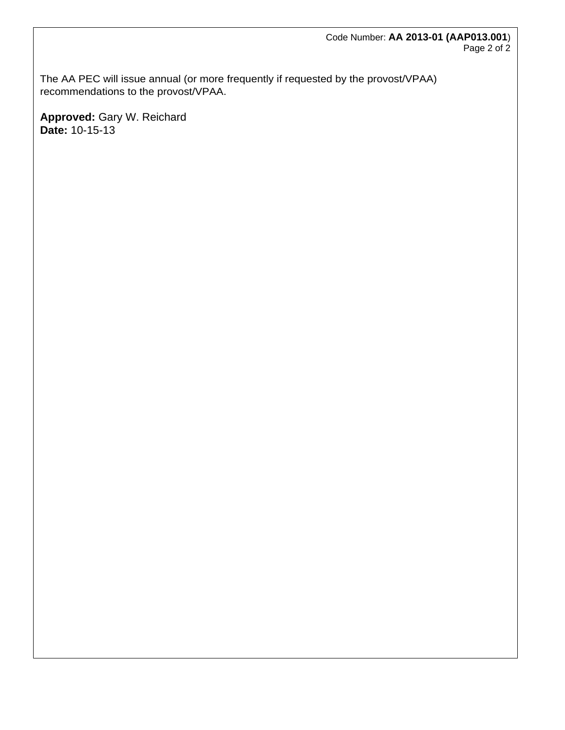The AA PEC will issue annual (or more frequently if requested by the provost/VPAA) recommendations to the provost/VPAA.

**Approved:** Gary W. Reichard
**Date:** 10-15-13